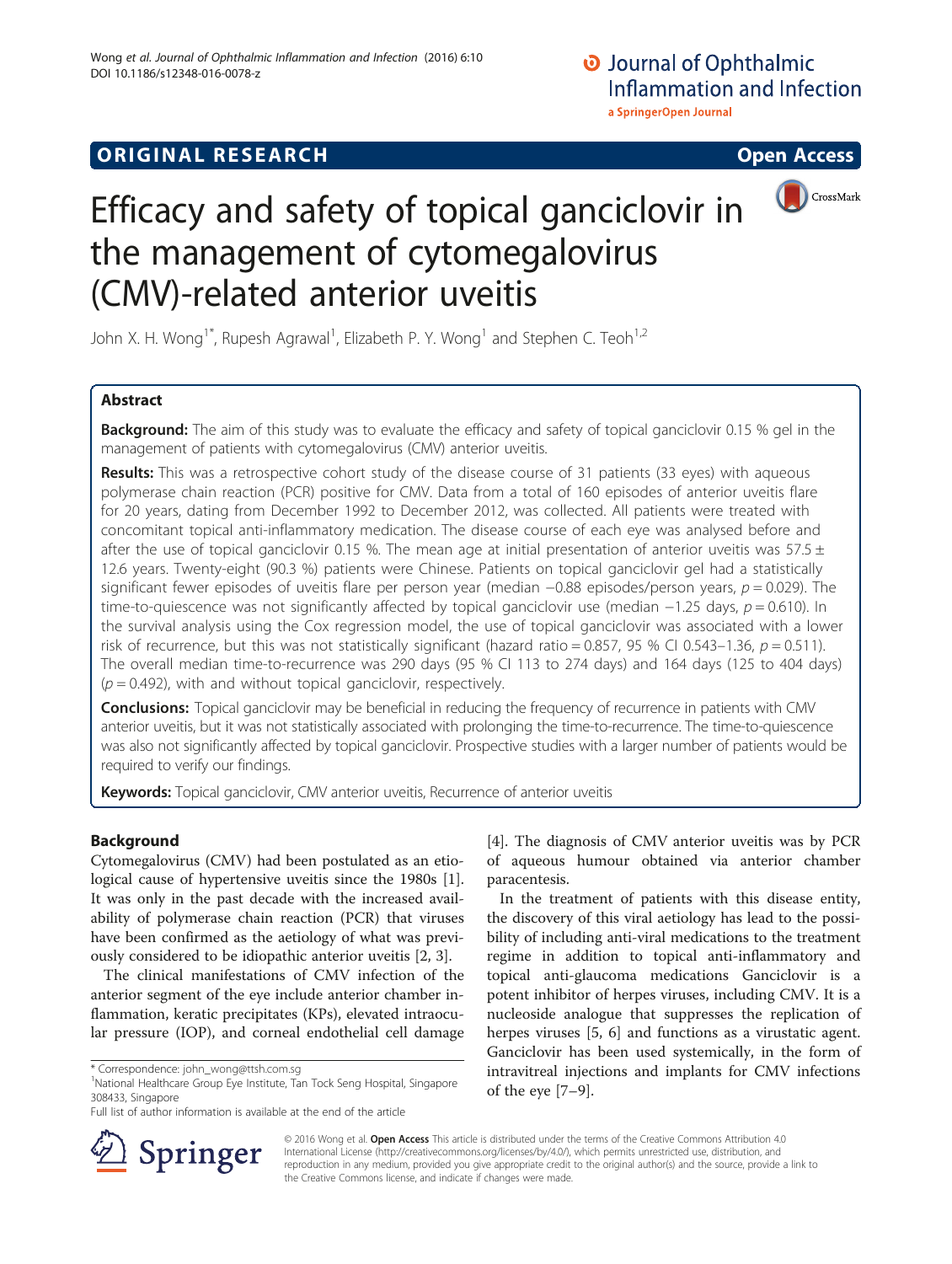ORIGINAL RESEARCH | Open Access

# Efficacy and safety of topical ganciclovir in the management of cytomegalovirus (CMV)-related anterior uveitis

John X. H. Wong[1*], Rupesh Agrawal[1], Elizabeth P. Y. Wong[1] and Stephen C. Teoh[1,2]

## Abstract

**Background:** The aim of this study was to evaluate the efficacy and safety of topical ganciclovir 0.15 % gel in the management of patients with cytomegalovirus (CMV) anterior uveitis.

**Results:** This was a retrospective cohort study of the disease course of 31 patients (33 eyes) with aqueous polymerase chain reaction (PCR) positive for CMV. Data from a total of 160 episodes of anterior uveitis flare for 20 years, dating from December 1992 to December 2012, was collected. All patients were treated with concomitant topical anti-inflammatory medication. The disease course of each eye was analysed before and after the use of topical ganciclovir 0.15 %. The mean age at initial presentation of anterior uveitis was 57.5 ± 12.6 years. Twenty-eight (90.3 %) patients were Chinese. Patients on topical ganciclovir gel had a statistically significant fewer episodes of uveitis flare per person year (median −0.88 episodes/person years, $p = 0.029$). The time-to-quiescence was not significantly affected by topical ganciclovir use (median −1.25 days, $p = 0.610$). In the survival analysis using the Cox regression model, the use of topical ganciclovir was associated with a lower risk of recurrence, but this was not statistically significant (hazard ratio = 0.857, 95 % CI 0.543–1.36, $p = 0.511$). The overall median time-to-recurrence was 290 days (95 % CI 113 to 274 days) and 164 days (125 to 404 days) ($p = 0.492$), with and without topical ganciclovir, respectively.

**Conclusions:** Topical ganciclovir may be beneficial in reducing the frequency of recurrence in patients with CMV anterior uveitis, but it was not statistically associated with prolonging the time-to-recurrence. The time-to-quiescence was also not significantly affected by topical ganciclovir. Prospective studies with a larger number of patients would be required to verify our findings.

**Keywords:** Topical ganciclovir, CMV anterior uveitis, Recurrence of anterior uveitis

## Background

Cytomegalovirus (CMV) had been postulated as an etiological cause of hypertensive uveitis since the 1980s [1]. It was only in the past decade with the increased availability of polymerase chain reaction (PCR) that viruses have been confirmed as the aetiology of what was previously considered to be idiopathic anterior uveitis [2, 3].

The clinical manifestations of CMV infection of the anterior segment of the eye include anterior chamber inflammation, keratic precipitates (KPs), elevated intraocular pressure (IOP), and corneal endothelial cell damage [4]. The diagnosis of CMV anterior uveitis was by PCR of aqueous humour obtained via anterior chamber paracentesis.

In the treatment of patients with this disease entity, the discovery of this viral aetiology has lead to the possibility of including anti-viral medications to the treatment regime in addition to topical anti-inflammatory and topical anti-glaucoma medications Ganciclovir is a potent inhibitor of herpes viruses, including CMV. It is a nucleoside analogue that suppresses the replication of herpes viruses [5, 6] and functions as a virustatic agent. Ganciclovir has been used systemically, in the form of intravitreal injections and implants for CMV infections of the eye [7–9].

\* Correspondence: john_wong@ttsh.com.sg
[1]National Healthcare Group Eye Institute, Tan Tock Seng Hospital, Singapore 308433, Singapore
Full list of author information is available at the end of the article

© 2016 Wong et al. **Open Access** This article is distributed under the terms of the Creative Commons Attribution 4.0 International License (http://creativecommons.org/licenses/by/4.0/), which permits unrestricted use, distribution, and reproduction in any medium, provided you give appropriate credit to the original author(s) and the source, provide a link to the Creative Commons license, and indicate if changes were made.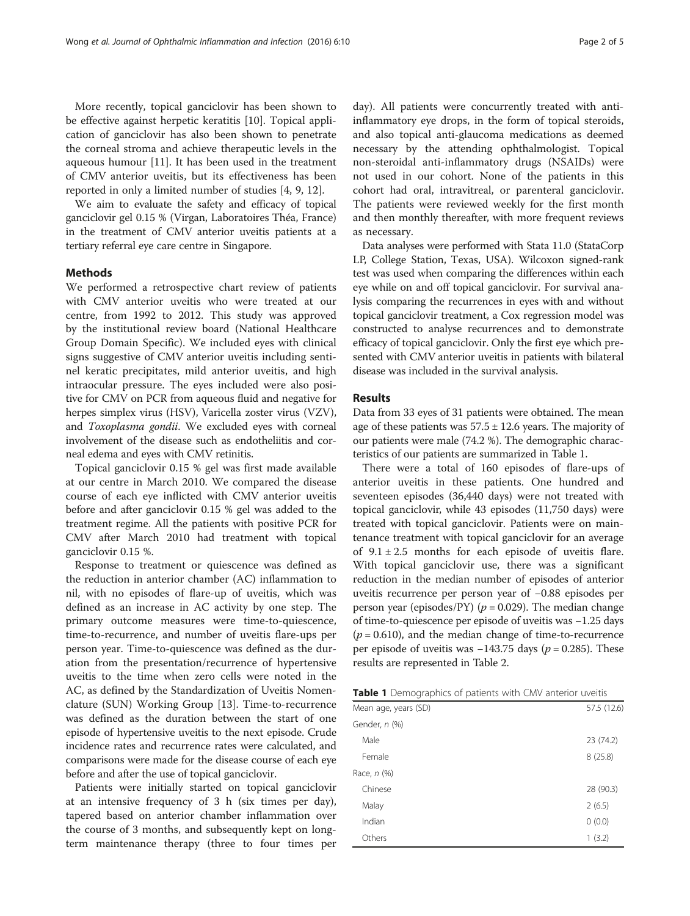More recently, topical ganciclovir has been shown to be effective against herpetic keratitis [10]. Topical application of ganciclovir has also been shown to penetrate the corneal stroma and achieve therapeutic levels in the aqueous humour [11]. It has been used in the treatment of CMV anterior uveitis, but its effectiveness has been reported in only a limited number of studies [4, 9, 12].

We aim to evaluate the safety and efficacy of topical ganciclovir gel 0.15 % (Virgan, Laboratoires Théa, France) in the treatment of CMV anterior uveitis patients at a tertiary referral eye care centre in Singapore.

## Methods

We performed a retrospective chart review of patients with CMV anterior uveitis who were treated at our centre, from 1992 to 2012. This study was approved by the institutional review board (National Healthcare Group Domain Specific). We included eyes with clinical signs suggestive of CMV anterior uveitis including sentinel keratic precipitates, mild anterior uveitis, and high intraocular pressure. The eyes included were also positive for CMV on PCR from aqueous fluid and negative for herpes simplex virus (HSV), Varicella zoster virus (VZV), and *Toxoplasma gondii*. We excluded eyes with corneal involvement of the disease such as endotheliitis and corneal edema and eyes with CMV retinitis.

Topical ganciclovir 0.15 % gel was first made available at our centre in March 2010. We compared the disease course of each eye inflicted with CMV anterior uveitis before and after ganciclovir 0.15 % gel was added to the treatment regime. All the patients with positive PCR for CMV after March 2010 had treatment with topical ganciclovir 0.15 %.

Response to treatment or quiescence was defined as the reduction in anterior chamber (AC) inflammation to nil, with no episodes of flare-up of uveitis, which was defined as an increase in AC activity by one step. The primary outcome measures were time-to-quiescence, time-to-recurrence, and number of uveitis flare-ups per person year. Time-to-quiescence was defined as the duration from the presentation/recurrence of hypertensive uveitis to the time when zero cells were noted in the AC, as defined by the Standardization of Uveitis Nomenclature (SUN) Working Group [13]. Time-to-recurrence was defined as the duration between the start of one episode of hypertensive uveitis to the next episode. Crude incidence rates and recurrence rates were calculated, and comparisons were made for the disease course of each eye before and after the use of topical ganciclovir.

Patients were initially started on topical ganciclovir at an intensive frequency of 3 h (six times per day), tapered based on anterior chamber inflammation over the course of 3 months, and subsequently kept on long-term maintenance therapy (three to four times per day). All patients were concurrently treated with anti-inflammatory eye drops, in the form of topical steroids, and also topical anti-glaucoma medications as deemed necessary by the attending ophthalmologist. Topical non-steroidal anti-inflammatory drugs (NSAIDs) were not used in our cohort. None of the patients in this cohort had oral, intravitreal, or parenteral ganciclovir. The patients were reviewed weekly for the first month and then monthly thereafter, with more frequent reviews as necessary.

Data analyses were performed with Stata 11.0 (StataCorp LP, College Station, Texas, USA). Wilcoxon signed-rank test was used when comparing the differences within each eye while on and off topical ganciclovir. For survival analysis comparing the recurrences in eyes with and without topical ganciclovir treatment, a Cox regression model was constructed to analyse recurrences and to demonstrate efficacy of topical ganciclovir. Only the first eye which presented with CMV anterior uveitis in patients with bilateral disease was included in the survival analysis.

## Results

Data from 33 eyes of 31 patients were obtained. The mean age of these patients was $57.5 \pm 12.6$ years. The majority of our patients were male (74.2 %). The demographic characteristics of our patients are summarized in Table 1.

There were a total of 160 episodes of flare-ups of anterior uveitis in these patients. One hundred and seventeen episodes (36,440 days) were not treated with topical ganciclovir, while 43 episodes (11,750 days) were treated with topical ganciclovir. Patients were on maintenance treatment with topical ganciclovir for an average of $9.1 \pm 2.5$ months for each episode of uveitis flare. With topical ganciclovir use, there was a significant reduction in the median number of episodes of anterior uveitis recurrence per person year of −0.88 episodes per person year (episodes/PY) ($p = 0.029$). The median change of time-to-quiescence per episode of uveitis was −1.25 days ($p = 0.610$), and the median change of time-to-recurrence per episode of uveitis was −143.75 days ($p = 0.285$). These results are represented in Table 2.

**Table 1** Demographics of patients with CMV anterior uveitis

| | |
|---|---|
| Mean age, years (SD) | 57.5 (12.6) |
| Gender, *n* (%) | |
| Male | 23 (74.2) |
| Female | 8 (25.8) |
| Race, *n* (%) | |
| Chinese | 28 (90.3) |
| Malay | 2 (6.5) |
| Indian | 0 (0.0) |
| Others | 1 (3.2) |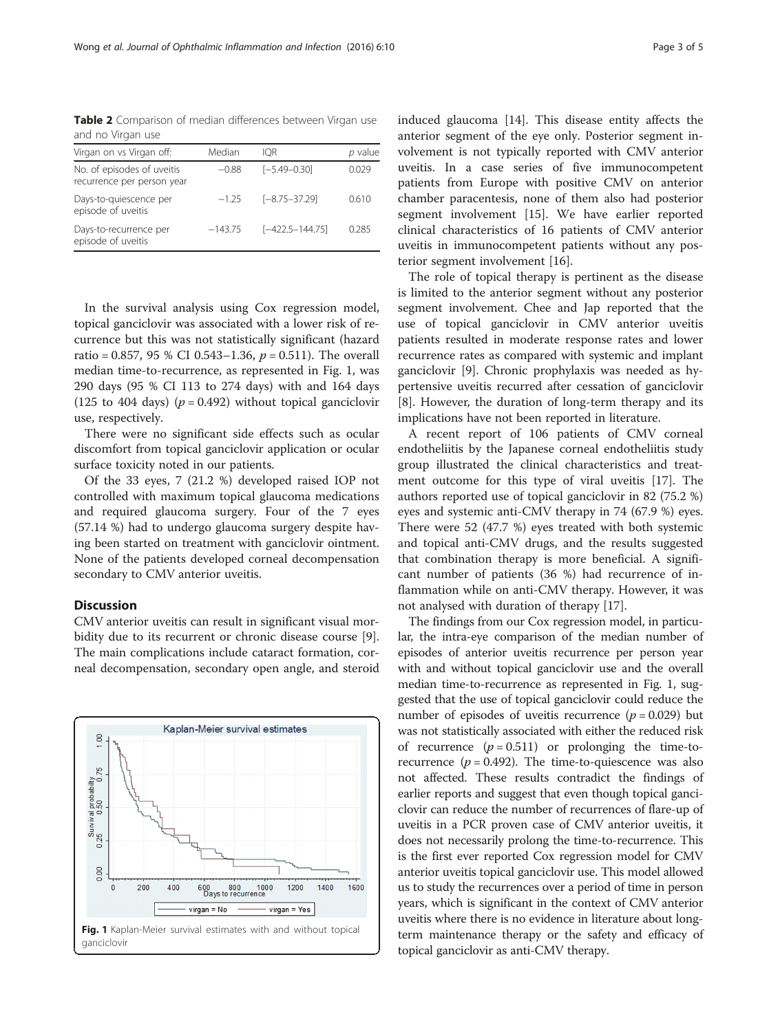**Table 2** Comparison of median differences between Virgan use and no Virgan use

| Virgan on vs Virgan off: | Median | IQR | *p* value |
| --- | --- | --- | --- |
| No. of episodes of uveitis recurrence per person year | −0.88 | [−5.49–0.30] | 0.029 |
| Days-to-quiescence per episode of uveitis | −1.25 | [−8.75–37.29] | 0.610 |
| Days-to-recurrence per episode of uveitis | −143.75 | [−422.5–144.75] | 0.285 |

In the survival analysis using Cox regression model, topical ganciclovir was associated with a lower risk of recurrence but this was not statistically significant (hazard ratio = 0.857, 95 % CI 0.543–1.36, $p = 0.511$). The overall median time-to-recurrence, as represented in Fig. 1, was 290 days (95 % CI 113 to 274 days) with and 164 days (125 to 404 days) ($p = 0.492$) without topical ganciclovir use, respectively.

There were no significant side effects such as ocular discomfort from topical ganciclovir application or ocular surface toxicity noted in our patients.

Of the 33 eyes, 7 (21.2 %) developed raised IOP not controlled with maximum topical glaucoma medications and required glaucoma surgery. Four of the 7 eyes (57.14 %) had to undergo glaucoma surgery despite having been started on treatment with ganciclovir ointment. None of the patients developed corneal decompensation secondary to CMV anterior uveitis.

## Discussion

CMV anterior uveitis can result in significant visual morbidity due to its recurrent or chronic disease course [9]. The main complications include cataract formation, corneal decompensation, secondary open angle, and steroid induced glaucoma [14]. This disease entity affects the anterior segment of the eye only. Posterior segment involvement is not typically reported with CMV anterior uveitis. In a case series of five immunocompetent patients from Europe with positive CMV on anterior chamber paracentesis, none of them also had posterior segment involvement [15]. We have earlier reported clinical characteristics of 16 patients of CMV anterior uveitis in immunocompetent patients without any posterior segment involvement [16].

**Fig. 1** Kaplan-Meier survival estimates with and without topical ganciclovir

The role of topical therapy is pertinent as the disease is limited to the anterior segment without any posterior segment involvement. Chee and Jap reported that the use of topical ganciclovir in CMV anterior uveitis patients resulted in moderate response rates and lower recurrence rates as compared with systemic and implant ganciclovir [9]. Chronic prophylaxis was needed as hypertensive uveitis recurred after cessation of ganciclovir [8]. However, the duration of long-term therapy and its implications have not been reported in literature.

A recent report of 106 patients of CMV corneal endotheliitis by the Japanese corneal endotheliitis study group illustrated the clinical characteristics and treatment outcome for this type of viral uveitis [17]. The authors reported use of topical ganciclovir in 82 (75.2 %) eyes and systemic anti-CMV therapy in 74 (67.9 %) eyes. There were 52 (47.7 %) eyes treated with both systemic and topical anti-CMV drugs, and the results suggested that combination therapy is more beneficial. A significant number of patients (36 %) had recurrence of inflammation while on anti-CMV therapy. However, it was not analysed with duration of therapy [17].

The findings from our Cox regression model, in particular, the intra-eye comparison of the median number of episodes of anterior uveitis recurrence per person year with and without topical ganciclovir use and the overall median time-to-recurrence as represented in Fig. 1, suggested that the use of topical ganciclovir could reduce the number of episodes of uveitis recurrence ($p = 0.029$) but was not statistically associated with either the reduced risk of recurrence ($p = 0.511$) or prolonging the time-to-recurrence ($p = 0.492$). The time-to-quiescence was also not affected. These results contradict the findings of earlier reports and suggest that even though topical ganciclovir can reduce the number of recurrences of flare-up of uveitis in a PCR proven case of CMV anterior uveitis, it does not necessarily prolong the time-to-recurrence. This is the first ever reported Cox regression model for CMV anterior uveitis topical ganciclovir use. This model allowed us to study the recurrences over a period of time in person years, which is significant in the context of CMV anterior uveitis where there is no evidence in literature about long-term maintenance therapy or the safety and efficacy of topical ganciclovir as anti-CMV therapy.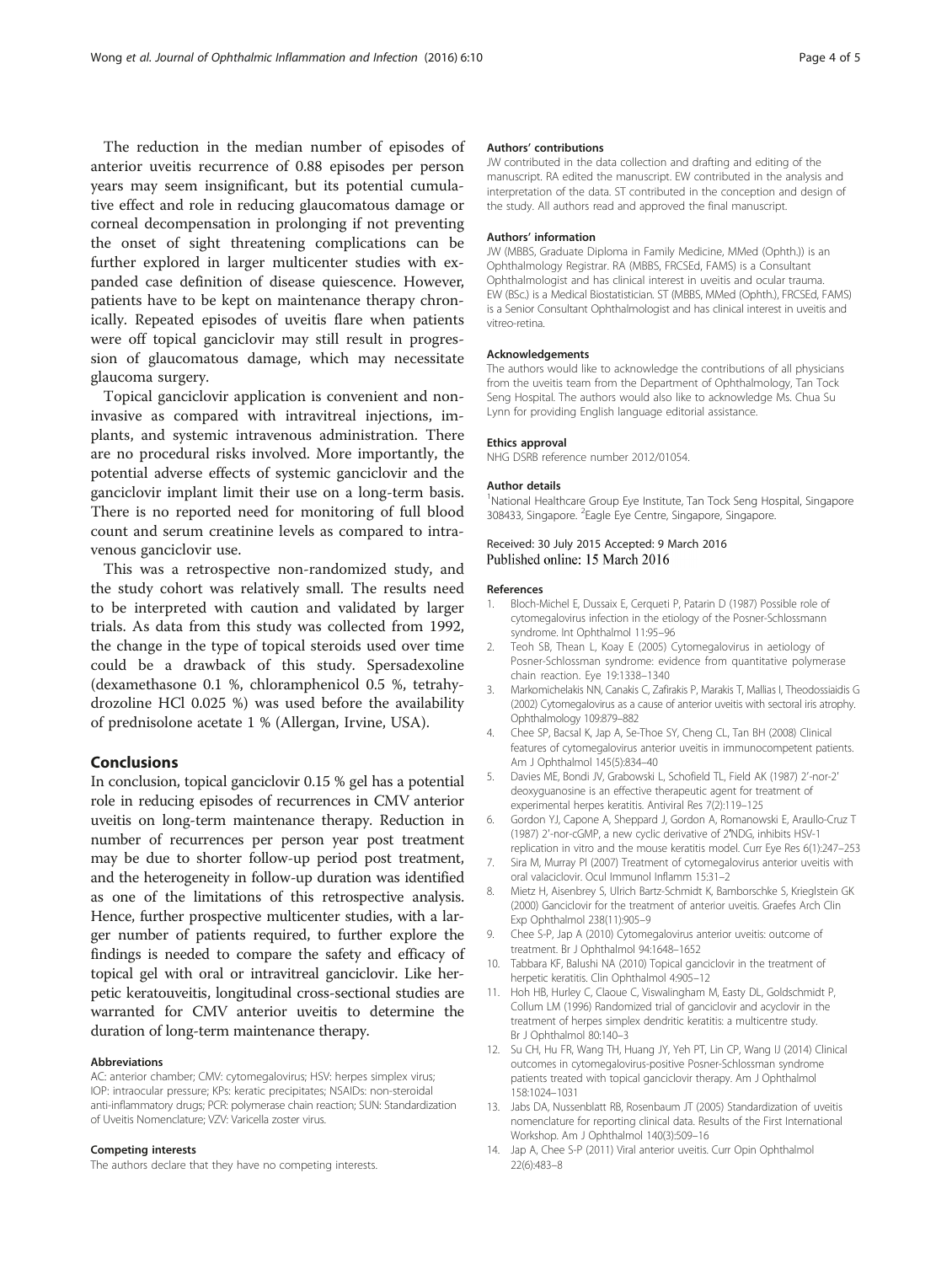The reduction in the median number of episodes of anterior uveitis recurrence of 0.88 episodes per person years may seem insignificant, but its potential cumulative effect and role in reducing glaucomatous damage or corneal decompensation in prolonging if not preventing the onset of sight threatening complications can be further explored in larger multicenter studies with expanded case definition of disease quiescence. However, patients have to be kept on maintenance therapy chronically. Repeated episodes of uveitis flare when patients were off topical ganciclovir may still result in progression of glaucomatous damage, which may necessitate glaucoma surgery.

Topical ganciclovir application is convenient and noninvasive as compared with intravitreal injections, implants, and systemic intravenous administration. There are no procedural risks involved. More importantly, the potential adverse effects of systemic ganciclovir and the ganciclovir implant limit their use on a long-term basis. There is no reported need for monitoring of full blood count and serum creatinine levels as compared to intravenous ganciclovir use.

This was a retrospective non-randomized study, and the study cohort was relatively small. The results need to be interpreted with caution and validated by larger trials. As data from this study was collected from 1992, the change in the type of topical steroids used over time could be a drawback of this study. Spersadexoline (dexamethasone 0.1 %, chloramphenicol 0.5 %, tetrahydrozoline HCl 0.025 %) was used before the availability of prednisolone acetate 1 % (Allergan, Irvine, USA).

## Conclusions

In conclusion, topical ganciclovir 0.15 % gel has a potential role in reducing episodes of recurrences in CMV anterior uveitis on long-term maintenance therapy. Reduction in number of recurrences per person year post treatment may be due to shorter follow-up period post treatment, and the heterogeneity in follow-up duration was identified as one of the limitations of this retrospective analysis. Hence, further prospective multicenter studies, with a larger number of patients required, to further explore the findings is needed to compare the safety and efficacy of topical gel with oral or intravitreal ganciclovir. Like herpetic keratouveitis, longitudinal cross-sectional studies are warranted for CMV anterior uveitis to determine the duration of long-term maintenance therapy.

#### Abbreviations

AC: anterior chamber; CMV: cytomegalovirus; HSV: herpes simplex virus; IOP: intraocular pressure; KPs: keratic precipitates; NSAIDs: non-steroidal anti-inflammatory drugs; PCR: polymerase chain reaction; SUN: Standardization of Uveitis Nomenclature; VZV: Varicella zoster virus.

#### Competing interests

The authors declare that they have no competing interests.

#### Authors' contributions

JW contributed in the data collection and drafting and editing of the manuscript. RA edited the manuscript. EW contributed in the analysis and interpretation of the data. ST contributed in the conception and design of the study. All authors read and approved the final manuscript.

#### Authors' information

JW (MBBS, Graduate Diploma in Family Medicine, MMed (Ophth.)) is an Ophthalmology Registrar. RA (MBBS, FRCSEd, FAMS) is a Consultant Ophthalmologist and has clinical interest in uveitis and ocular trauma. EW (BSc.) is a Medical Biostatistician. ST (MBBS, MMed (Ophth.), FRCSEd, FAMS) is a Senior Consultant Ophthalmologist and has clinical interest in uveitis and vitreo-retina.

#### Acknowledgements

The authors would like to acknowledge the contributions of all physicians from the uveitis team from the Department of Ophthalmology, Tan Tock Seng Hospital. The authors would also like to acknowledge Ms. Chua Su Lynn for providing English language editorial assistance.

#### Ethics approval

NHG DSRB reference number 2012/01054.

#### Author details

[1]National Healthcare Group Eye Institute, Tan Tock Seng Hospital, Singapore 308433, Singapore. [2]Eagle Eye Centre, Singapore, Singapore.

Received: 30 July 2015 Accepted: 9 March 2016
Published online: 15 March 2016

#### References

1. Bloch-Michel E, Dussaix E, Cerqueti P, Patarin D (1987) Possible role of cytomegalovirus infection in the etiology of the Posner-Schlossmann syndrome. Int Ophthalmol 11:95–96
2. Teoh SB, Thean L, Koay E (2005) Cytomegalovirus in aetiology of Posner-Schlossman syndrome: evidence from quantitative polymerase chain reaction. Eye 19:1338–1340
3. Markomichelakis NN, Canakis C, Zafirakis P, Marakis T, Mallias I, Theodossiadis G (2002) Cytomegalovirus as a cause of anterior uveitis with sectoral iris atrophy. Ophthalmology 109:879–882
4. Chee SP, Bacsal K, Jap A, Se-Thoe SY, Cheng CL, Tan BH (2008) Clinical features of cytomegalovirus anterior uveitis in immunocompetent patients. Am J Ophthalmol 145(5):834–40
5. Davies ME, Bondi JV, Grabowski L, Schofield TL, Field AK (1987) 2′-nor-2′ deoxyguanosine is an effective therapeutic agent for treatment of experimental herpes keratitis. Antiviral Res 7(2):119–125
6. Gordon YJ, Capone A, Sheppard J, Gordon A, Romanowski E, Araullo-Cruz T (1987) 2′-nor-cGMP, a new cyclic derivative of 2′NDG, inhibits HSV-1 replication in vitro and the mouse keratitis model. Curr Eye Res 6(1):247–253
7. Sira M, Murray PI (2007) Treatment of cytomegalovirus anterior uveitis with oral valaciclovir. Ocul Immunol Inflamm 15:31–2
8. Mietz H, Aisenbrey S, Ulrich Bartz-Schmidt K, Bamborschke S, Krieglstein GK (2000) Ganciclovir for the treatment of anterior uveitis. Graefes Arch Clin Exp Ophthalmol 238(11):905–9
9. Chee S-P, Jap A (2010) Cytomegalovirus anterior uveitis: outcome of treatment. Br J Ophthalmol 94:1648–1652
10. Tabbara KF, Balushi NA (2010) Topical ganciclovir in the treatment of herpetic keratitis. Clin Ophthalmol 4:905–12
11. Hoh HB, Hurley C, Claoue C, Viswalingham M, Easty DL, Goldschmidt P, Collum LM (1996) Randomized trial of ganciclovir and acyclovir in the treatment of herpes simplex dendritic keratitis: a multicentre study. Br J Ophthalmol 80:140–3
12. Su CH, Hu FR, Wang TH, Huang JY, Yeh PT, Lin CP, Wang IJ (2014) Clinical outcomes in cytomegalovirus-positive Posner-Schlossman syndrome patients treated with topical ganciclovir therapy. Am J Ophthalmol 158:1024–1031
13. Jabs DA, Nussenblatt RB, Rosenbaum JT (2005) Standardization of uveitis nomenclature for reporting clinical data. Results of the First International Workshop. Am J Ophthalmol 140(3):509–16
14. Jap A, Chee S-P (2011) Viral anterior uveitis. Curr Opin Ophthalmol 22(6):483–8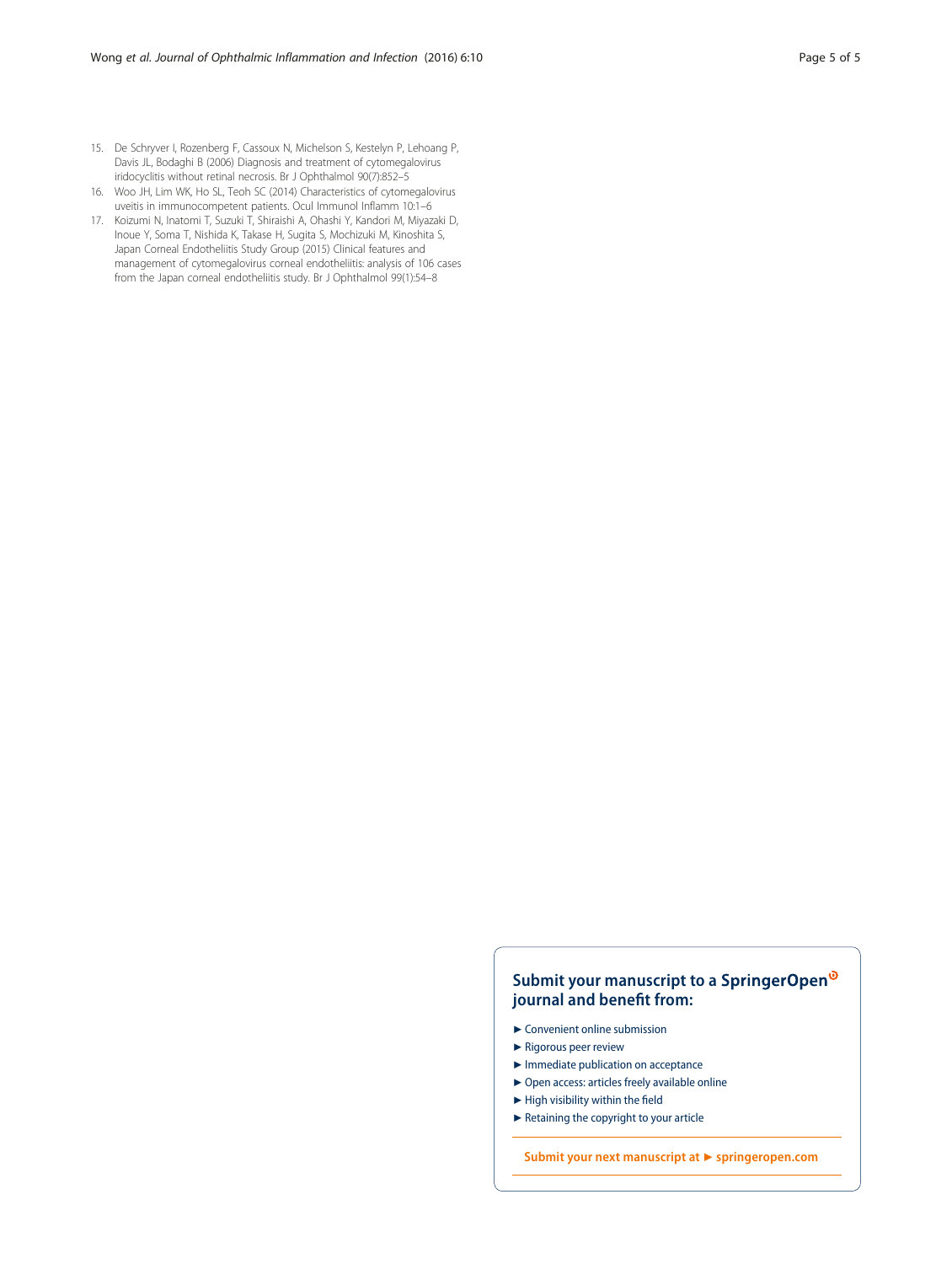15. De Schryver I, Rozenberg F, Cassoux N, Michelson S, Kestelyn P, Lehoang P, Davis JL, Bodaghi B (2006) Diagnosis and treatment of cytomegalovirus iridocyclitis without retinal necrosis. Br J Ophthalmol 90(7):852–5
16. Woo JH, Lim WK, Ho SL, Teoh SC (2014) Characteristics of cytomegalovirus uveitis in immunocompetent patients. Ocul Immunol Inflamm 10:1–6
17. Koizumi N, Inatomi T, Suzuki T, Shiraishi A, Ohashi Y, Kandori M, Miyazaki D, Inoue Y, Soma T, Nishida K, Takase H, Sugita S, Mochizuki M, Kinoshita S, Japan Corneal Endotheliitis Study Group (2015) Clinical features and management of cytomegalovirus corneal endotheliitis: analysis of 106 cases from the Japan corneal endotheliitis study. Br J Ophthalmol 99(1):54–8

**Submit your manuscript to a SpringerOpen journal and benefit from:**

- ► Convenient online submission
- ► Rigorous peer review
- ► Immediate publication on acceptance
- ► Open access: articles freely available online
- ► High visibility within the field
- ► Retaining the copyright to your article

**Submit your next manuscript at ► springeropen.com**